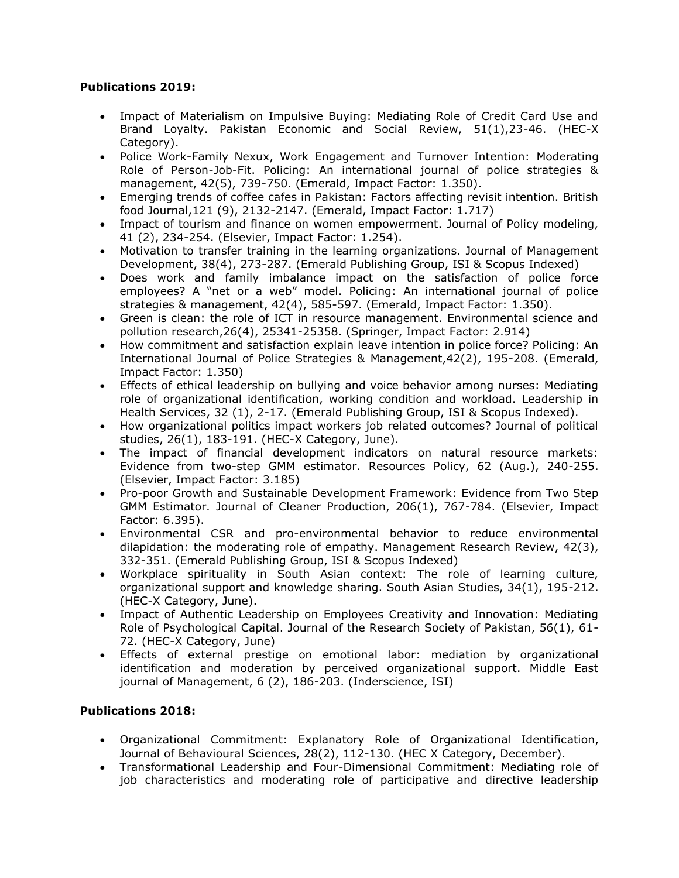**Publications 2019:**

- Impact of Materialism on Impulsive Buying: Mediating Role of Credit Card Use and Brand Loyalty. Pakistan Economic and Social Review, 51(1),23-46. (HEC-X Category).
- Police Work-Family Nexux, Work Engagement and Turnover Intention: Moderating Role of Person-Job-Fit. Policing: An international journal of police strategies & management, 42(5), 739-750. (Emerald, Impact Factor: 1.350).
- Emerging trends of coffee cafes in Pakistan: Factors affecting revisit intention. British food Journal,121 (9), 2132-2147. (Emerald, Impact Factor: 1.717)
- Impact of tourism and finance on women empowerment. Journal of Policy modeling, 41 (2), 234-254. (Elsevier, Impact Factor: 1.254).
- Motivation to transfer training in the learning organizations. Journal of Management Development, 38(4), 273-287. (Emerald Publishing Group, ISI & Scopus Indexed)
- Does work and family imbalance impact on the satisfaction of police force employees? A "net or a web" model. Policing: An international journal of police strategies & management, 42(4), 585-597. (Emerald, Impact Factor: 1.350).
- Green is clean: the role of ICT in resource management. Environmental science and pollution research,26(4), 25341-25358. (Springer, Impact Factor: 2.914)
- How commitment and satisfaction explain leave intention in police force? Policing: An International Journal of Police Strategies & Management,42(2), 195-208. (Emerald, Impact Factor: 1.350)
- Effects of ethical leadership on bullying and voice behavior among nurses: Mediating role of organizational identification, working condition and workload. Leadership in Health Services, 32 (1), 2-17. (Emerald Publishing Group, ISI & Scopus Indexed).
- How organizational politics impact workers job related outcomes? Journal of political studies, 26(1), 183-191. (HEC-X Category, June).
- The impact of financial development indicators on natural resource markets: Evidence from two-step GMM estimator. Resources Policy, 62 (Aug.), 240-255. (Elsevier, Impact Factor: 3.185)
- Pro-poor Growth and Sustainable Development Framework: Evidence from Two Step GMM Estimator. Journal of Cleaner Production, 206(1), 767-784. (Elsevier, Impact Factor: 6.395).
- Environmental CSR and pro-environmental behavior to reduce environmental dilapidation: the moderating role of empathy. Management Research Review, 42(3), 332-351. (Emerald Publishing Group, ISI & Scopus Indexed)
- Workplace spirituality in South Asian context: The role of learning culture, organizational support and knowledge sharing. South Asian Studies, 34(1), 195-212. (HEC-X Category, June).
- Impact of Authentic Leadership on Employees Creativity and Innovation: Mediating Role of Psychological Capital. Journal of the Research Society of Pakistan, 56(1), 61-72. (HEC-X Category, June)
- Effects of external prestige on emotional labor: mediation by organizational identification and moderation by perceived organizational support. Middle East journal of Management, 6 (2), 186-203. (Inderscience, ISI)

**Publications 2018:**

- Organizational Commitment: Explanatory Role of Organizational Identification, Journal of Behavioural Sciences, 28(2), 112-130. (HEC X Category, December).
- Transformational Leadership and Four-Dimensional Commitment: Mediating role of job characteristics and moderating role of participative and directive leadership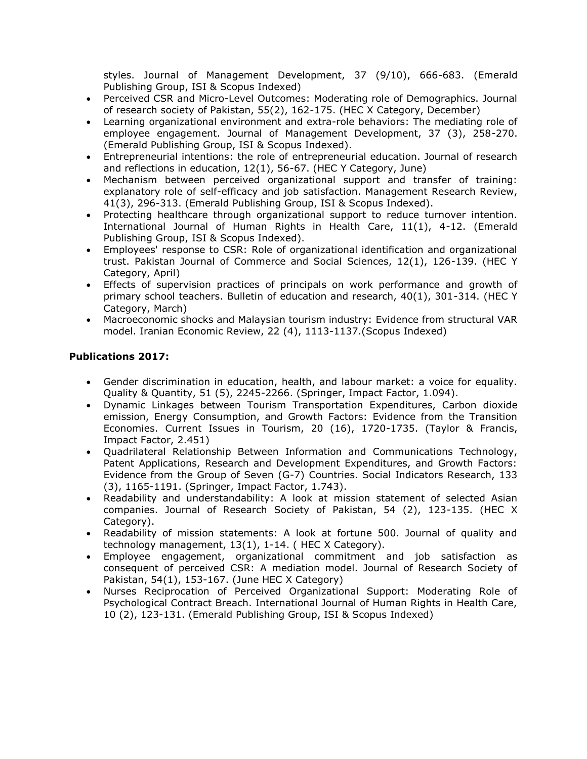styles. Journal of Management Development, 37 (9/10), 666-683. (Emerald Publishing Group, ISI & Scopus Indexed)

- Perceived CSR and Micro-Level Outcomes: Moderating role of Demographics. Journal of research society of Pakistan, 55(2), 162-175. (HEC X Category, December)
- Learning organizational environment and extra-role behaviors: The mediating role of employee engagement. Journal of Management Development, 37 (3), 258-270. (Emerald Publishing Group, ISI & Scopus Indexed).
- Entrepreneurial intentions: the role of entrepreneurial education. Journal of research and reflections in education, 12(1), 56-67. (HEC Y Category, June)
- Mechanism between perceived organizational support and transfer of training: explanatory role of self-efficacy and job satisfaction. Management Research Review, 41(3), 296-313. (Emerald Publishing Group, ISI & Scopus Indexed).
- Protecting healthcare through organizational support to reduce turnover intention. International Journal of Human Rights in Health Care, 11(1), 4-12. (Emerald Publishing Group, ISI & Scopus Indexed).
- Employees' response to CSR: Role of organizational identification and organizational trust. Pakistan Journal of Commerce and Social Sciences, 12(1), 126-139. (HEC Y Category, April)
- Effects of supervision practices of principals on work performance and growth of primary school teachers. Bulletin of education and research, 40(1), 301-314. (HEC Y Category, March)
- Macroeconomic shocks and Malaysian tourism industry: Evidence from structural VAR model. Iranian Economic Review, 22 (4), 1113-1137.(Scopus Indexed)

**Publications 2017:**

- Gender discrimination in education, health, and labour market: a voice for equality. Quality & Quantity, 51 (5), 2245-2266. (Springer, Impact Factor, 1.094).
- Dynamic Linkages between Tourism Transportation Expenditures, Carbon dioxide emission, Energy Consumption, and Growth Factors: Evidence from the Transition Economies. Current Issues in Tourism, 20 (16), 1720-1735. (Taylor & Francis, Impact Factor, 2.451)
- Quadrilateral Relationship Between Information and Communications Technology, Patent Applications, Research and Development Expenditures, and Growth Factors: Evidence from the Group of Seven (G-7) Countries. Social Indicators Research, 133 (3), 1165-1191. (Springer, Impact Factor, 1.743).
- Readability and understandability: A look at mission statement of selected Asian companies. Journal of Research Society of Pakistan, 54 (2), 123-135. (HEC X Category).
- Readability of mission statements: A look at fortune 500. Journal of quality and technology management, 13(1), 1-14. ( HEC X Category).
- Employee engagement, organizational commitment and job satisfaction as consequent of perceived CSR: A mediation model. Journal of Research Society of Pakistan, 54(1), 153-167. (June HEC X Category)
- Nurses Reciprocation of Perceived Organizational Support: Moderating Role of Psychological Contract Breach. International Journal of Human Rights in Health Care, 10 (2), 123-131. (Emerald Publishing Group, ISI & Scopus Indexed)